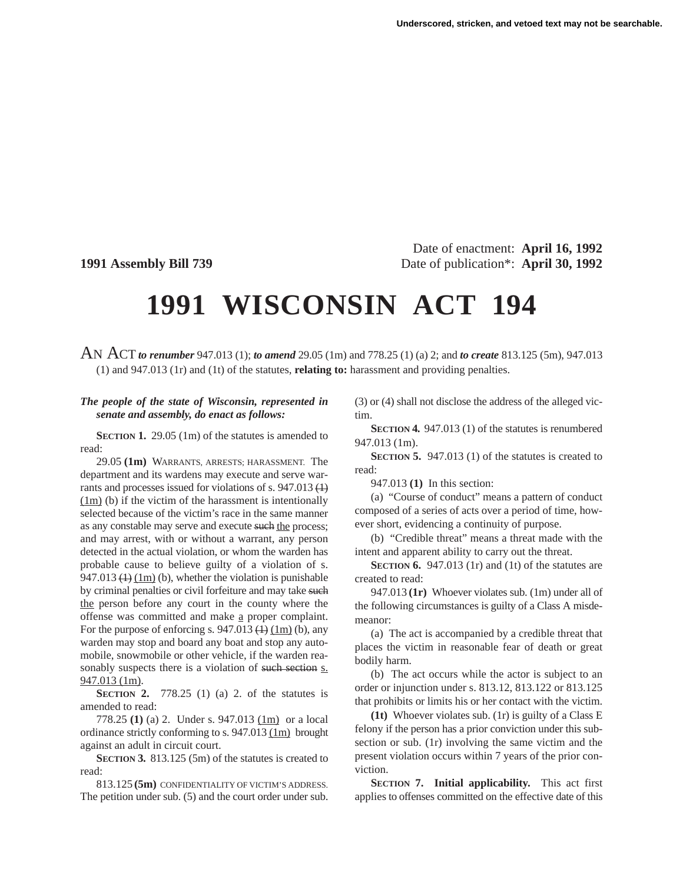Underscored, stricken, and vetoed text may not be searchable.

Date of enactment: **April 16, 1992**

**1991 Assembly Bill 739** Date of publication*: **April 30, 1992**

# 1991 WISCONSIN ACT 194

AN ACT ***to renumber*** 947.013 (1); ***to amend*** 29.05 (1m) and 778.25 (1) (a) 2; and ***to create*** 813.125 (5m), 947.013 (1) and 947.013 (1r) and (1t) of the statutes, **relating to:** harassment and providing penalties.

***The people of the state of Wisconsin, represented in senate and assembly, do enact as follows:***

**SECTION 1.** 29.05 (1m) of the statutes is amended to read:

29.05 **(1m)** WARRANTS, ARRESTS; HARASSMENT. The department and its wardens may execute and serve warrants and processes issued for violations of s. 947.013 ~~(1)~~ <u>(1m)</u> (b) if the victim of the harassment is intentionally selected because of the victim's race in the same manner as any constable may serve and execute ~~such~~ <u>the</u> process; and may arrest, with or without a warrant, any person detected in the actual violation, or whom the warden has probable cause to believe guilty of a violation of s. 947.013 ~~(1)~~ <u>(1m)</u> (b), whether the violation is punishable by criminal penalties or civil forfeiture and may take ~~such~~ <u>the</u> person before any court in the county where the offense was committed and make <u>a</u> proper complaint. For the purpose of enforcing s. 947.013 ~~(1)~~ <u>(1m)</u> (b), any warden may stop and board any boat and stop any automobile, snowmobile or other vehicle, if the warden reasonably suspects there is a violation of ~~such section~~ <u>s. 947.013 (1m)</u>.

**SECTION 2.** 778.25 (1) (a) 2. of the statutes is amended to read:

778.25 **(1)** (a) 2. Under s. 947.013 <u>(1m)</u> or a local ordinance strictly conforming to s. 947.013 <u>(1m)</u> brought against an adult in circuit court.

**SECTION 3.** 813.125 (5m) of the statutes is created to read:

813.125 **(5m)** CONFIDENTIALITY OF VICTIM'S ADDRESS. The petition under sub. (5) and the court order under sub. (3) or (4) shall not disclose the address of the alleged victim.

**SECTION 4.** 947.013 (1) of the statutes is renumbered 947.013 (1m).

**SECTION 5.** 947.013 (1) of the statutes is created to read:

947.013 **(1)** In this section:

(a) "Course of conduct" means a pattern of conduct composed of a series of acts over a period of time, however short, evidencing a continuity of purpose.

(b) "Credible threat" means a threat made with the intent and apparent ability to carry out the threat.

**SECTION 6.** 947.013 (1r) and (1t) of the statutes are created to read:

947.013 **(1r)** Whoever violates sub. (1m) under all of the following circumstances is guilty of a Class A misdemeanor:

(a) The act is accompanied by a credible threat that places the victim in reasonable fear of death or great bodily harm.

(b) The act occurs while the actor is subject to an order or injunction under s. 813.12, 813.122 or 813.125 that prohibits or limits his or her contact with the victim.

**(1t)** Whoever violates sub. (1r) is guilty of a Class E felony if the person has a prior conviction under this subsection or sub. (1r) involving the same victim and the present violation occurs within 7 years of the prior conviction.

**SECTION 7. Initial applicability.** This act first applies to offenses committed on the effective date of this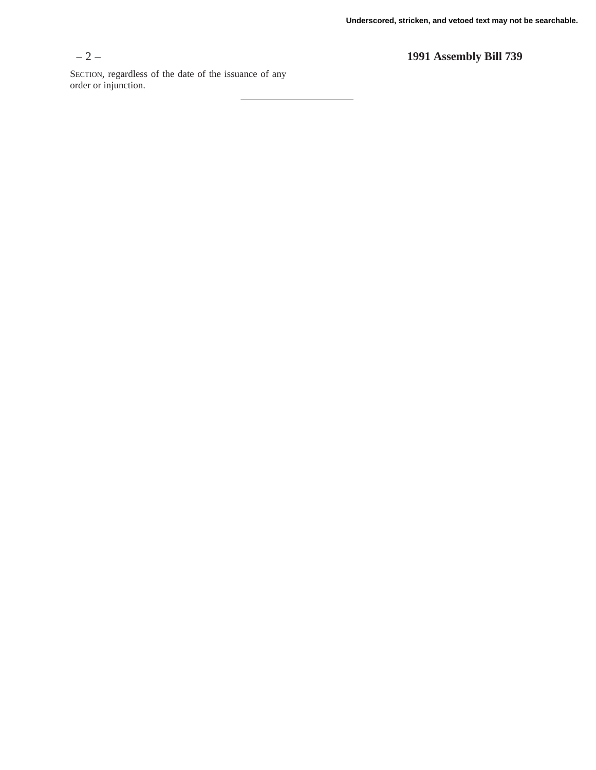SECTION, regardless of the date of the issuance of any order or injunction.